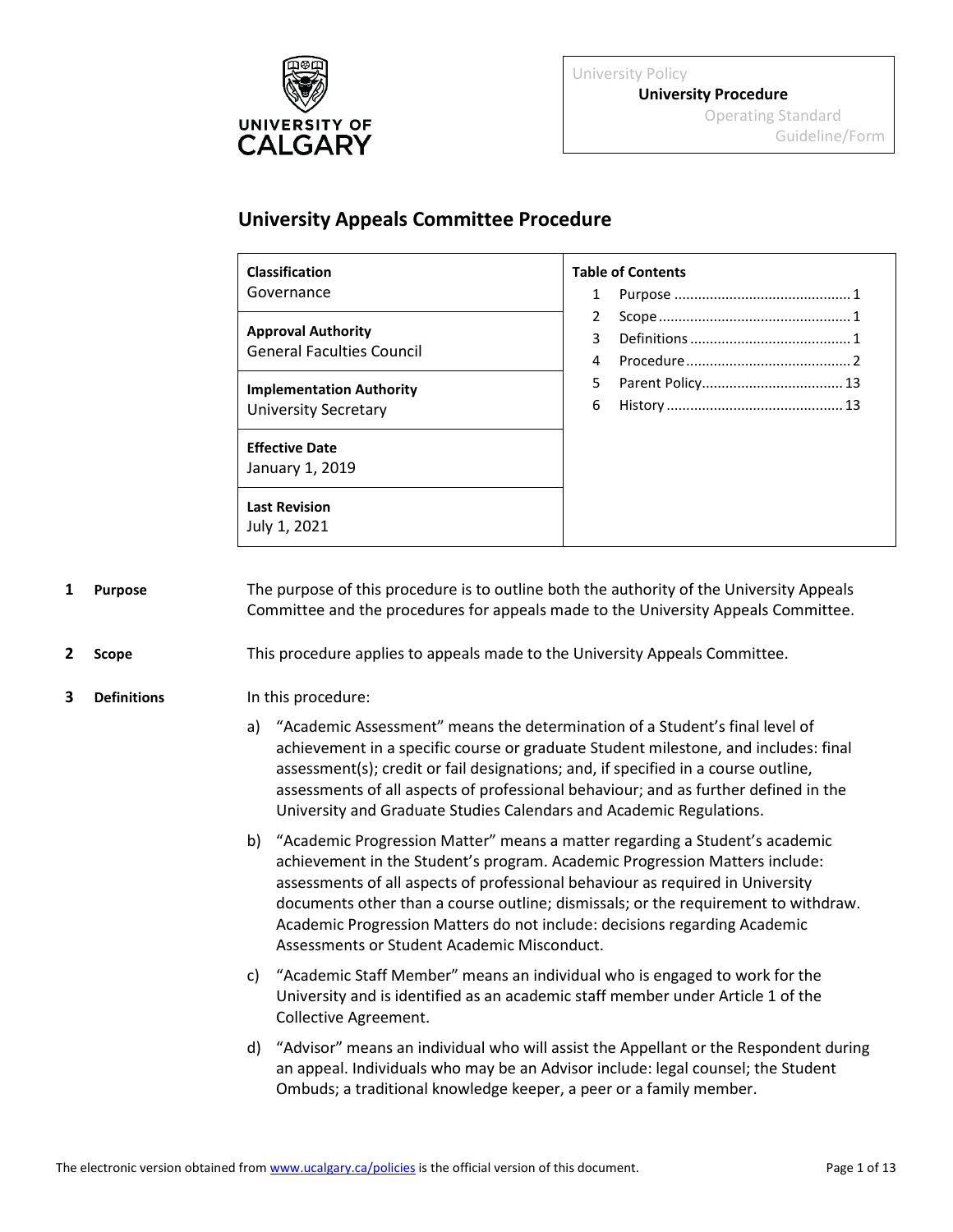University Policy
**University Procedure**
Operating Standard
Guideline/Form

# University Appeals Committee Procedure

| **Classification**<br>Governance | **Table of Contents** |
|---|---|
| **Approval Authority**<br>General Faculties Council | 1 Purpose ........ 1<br>2 Scope ........ 1<br>3 Definitions ........ 1<br>4 Procedure ........ 2<br>5 Parent Policy ........ 13<br>6 History ........ 13 |
| **Implementation Authority**<br>University Secretary | |
| **Effective Date**<br>January 1, 2019 | |
| **Last Revision**<br>July 1, 2021 | |

## 1 Purpose

The purpose of this procedure is to outline both the authority of the University Appeals Committee and the procedures for appeals made to the University Appeals Committee.

## 2 Scope

This procedure applies to appeals made to the University Appeals Committee.

## 3 Definitions

In this procedure:

a) "Academic Assessment" means the determination of a Student's final level of achievement in a specific course or graduate Student milestone, and includes: final assessment(s); credit or fail designations; and, if specified in a course outline, assessments of all aspects of professional behaviour; and as further defined in the University and Graduate Studies Calendars and Academic Regulations.

b) "Academic Progression Matter" means a matter regarding a Student's academic achievement in the Student's program. Academic Progression Matters include: assessments of all aspects of professional behaviour as required in University documents other than a course outline; dismissals; or the requirement to withdraw. Academic Progression Matters do not include: decisions regarding Academic Assessments or Student Academic Misconduct.

c) "Academic Staff Member" means an individual who is engaged to work for the University and is identified as an academic staff member under Article 1 of the Collective Agreement.

d) "Advisor" means an individual who will assist the Appellant or the Respondent during an appeal. Individuals who may be an Advisor include: legal counsel; the Student Ombuds; a traditional knowledge keeper, a peer or a family member.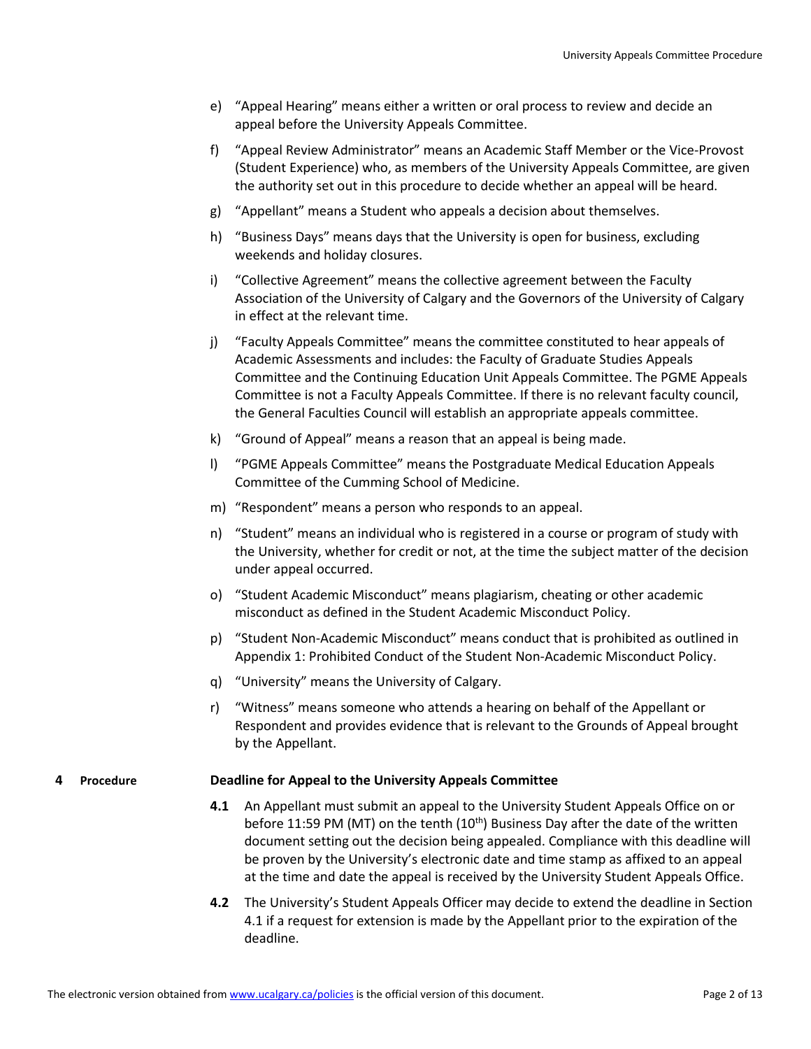e) "Appeal Hearing" means either a written or oral process to review and decide an appeal before the University Appeals Committee.

f) "Appeal Review Administrator" means an Academic Staff Member or the Vice-Provost (Student Experience) who, as members of the University Appeals Committee, are given the authority set out in this procedure to decide whether an appeal will be heard.

g) "Appellant" means a Student who appeals a decision about themselves.

h) "Business Days" means days that the University is open for business, excluding weekends and holiday closures.

i) "Collective Agreement" means the collective agreement between the Faculty Association of the University of Calgary and the Governors of the University of Calgary in effect at the relevant time.

j) "Faculty Appeals Committee" means the committee constituted to hear appeals of Academic Assessments and includes: the Faculty of Graduate Studies Appeals Committee and the Continuing Education Unit Appeals Committee. The PGME Appeals Committee is not a Faculty Appeals Committee. If there is no relevant faculty council, the General Faculties Council will establish an appropriate appeals committee.

k) "Ground of Appeal" means a reason that an appeal is being made.

l) "PGME Appeals Committee" means the Postgraduate Medical Education Appeals Committee of the Cumming School of Medicine.

m) "Respondent" means a person who responds to an appeal.

n) "Student" means an individual who is registered in a course or program of study with the University, whether for credit or not, at the time the subject matter of the decision under appeal occurred.

o) "Student Academic Misconduct" means plagiarism, cheating or other academic misconduct as defined in the Student Academic Misconduct Policy.

p) "Student Non-Academic Misconduct" means conduct that is prohibited as outlined in Appendix 1: Prohibited Conduct of the Student Non-Academic Misconduct Policy.

q) "University" means the University of Calgary.

r) "Witness" means someone who attends a hearing on behalf of the Appellant or Respondent and provides evidence that is relevant to the Grounds of Appeal brought by the Appellant.

## 4 Procedure

**Deadline for Appeal to the University Appeals Committee**

**4.1** An Appellant must submit an appeal to the University Student Appeals Office on or before 11:59 PM (MT) on the tenth (10th) Business Day after the date of the written document setting out the decision being appealed. Compliance with this deadline will be proven by the University's electronic date and time stamp as affixed to an appeal at the time and date the appeal is received by the University Student Appeals Office.

**4.2** The University's Student Appeals Officer may decide to extend the deadline in Section 4.1 if a request for extension is made by the Appellant prior to the expiration of the deadline.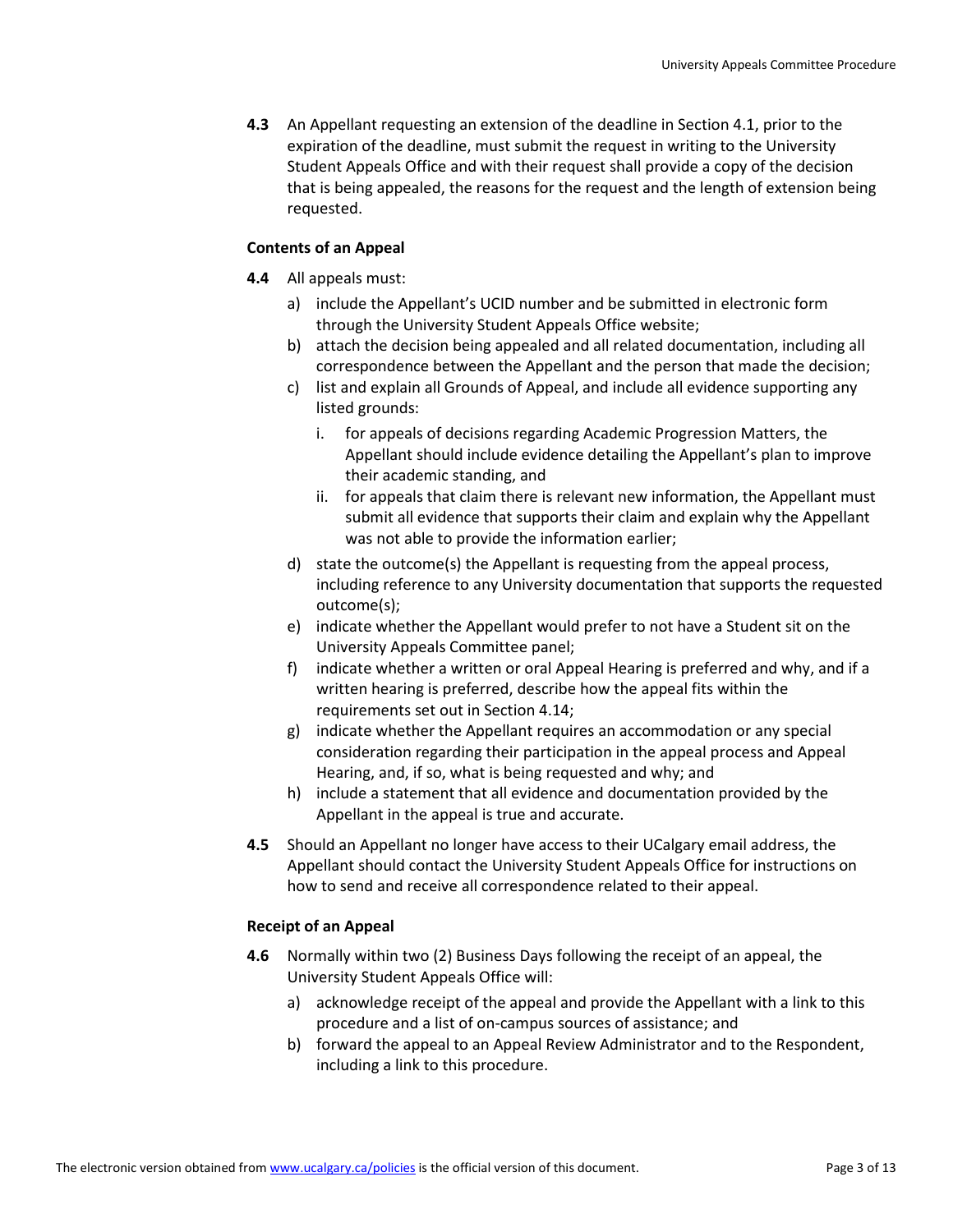**4.3** An Appellant requesting an extension of the deadline in Section 4.1, prior to the expiration of the deadline, must submit the request in writing to the University Student Appeals Office and with their request shall provide a copy of the decision that is being appealed, the reasons for the request and the length of extension being requested.

**Contents of an Appeal**

**4.4** All appeals must:

a) include the Appellant's UCID number and be submitted in electronic form through the University Student Appeals Office website;

b) attach the decision being appealed and all related documentation, including all correspondence between the Appellant and the person that made the decision;

c) list and explain all Grounds of Appeal, and include all evidence supporting any listed grounds:

   i. for appeals of decisions regarding Academic Progression Matters, the Appellant should include evidence detailing the Appellant's plan to improve their academic standing, and

   ii. for appeals that claim there is relevant new information, the Appellant must submit all evidence that supports their claim and explain why the Appellant was not able to provide the information earlier;

d) state the outcome(s) the Appellant is requesting from the appeal process, including reference to any University documentation that supports the requested outcome(s);

e) indicate whether the Appellant would prefer to not have a Student sit on the University Appeals Committee panel;

f) indicate whether a written or oral Appeal Hearing is preferred and why, and if a written hearing is preferred, describe how the appeal fits within the requirements set out in Section 4.14;

g) indicate whether the Appellant requires an accommodation or any special consideration regarding their participation in the appeal process and Appeal Hearing, and, if so, what is being requested and why; and

h) include a statement that all evidence and documentation provided by the Appellant in the appeal is true and accurate.

**4.5** Should an Appellant no longer have access to their UCalgary email address, the Appellant should contact the University Student Appeals Office for instructions on how to send and receive all correspondence related to their appeal.

**Receipt of an Appeal**

**4.6** Normally within two (2) Business Days following the receipt of an appeal, the University Student Appeals Office will:

a) acknowledge receipt of the appeal and provide the Appellant with a link to this procedure and a list of on-campus sources of assistance; and

b) forward the appeal to an Appeal Review Administrator and to the Respondent, including a link to this procedure.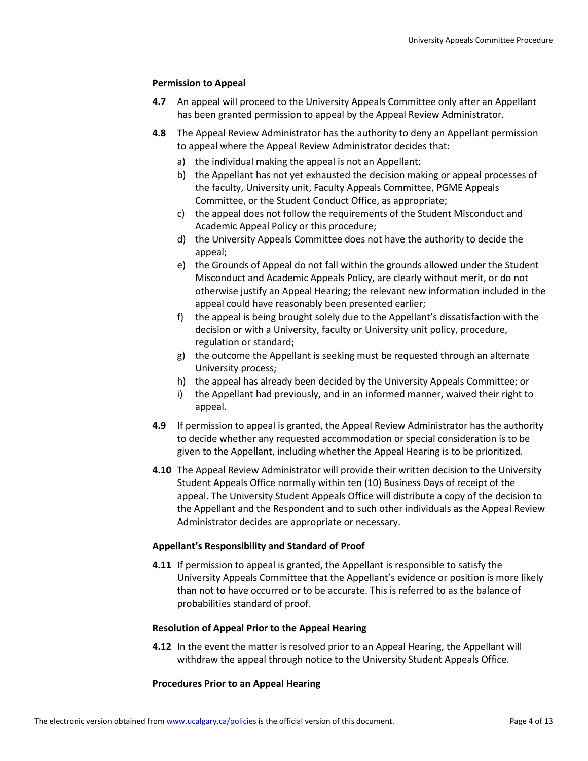### Permission to Appeal

**4.7** An appeal will proceed to the University Appeals Committee only after an Appellant has been granted permission to appeal by the Appeal Review Administrator.

**4.8** The Appeal Review Administrator has the authority to deny an Appellant permission to appeal where the Appeal Review Administrator decides that:

a) the individual making the appeal is not an Appellant;
b) the Appellant has not yet exhausted the decision making or appeal processes of the faculty, University unit, Faculty Appeals Committee, PGME Appeals Committee, or the Student Conduct Office, as appropriate;
c) the appeal does not follow the requirements of the Student Misconduct and Academic Appeal Policy or this procedure;
d) the University Appeals Committee does not have the authority to decide the appeal;
e) the Grounds of Appeal do not fall within the grounds allowed under the Student Misconduct and Academic Appeals Policy, are clearly without merit, or do not otherwise justify an Appeal Hearing; the relevant new information included in the appeal could have reasonably been presented earlier;
f) the appeal is being brought solely due to the Appellant's dissatisfaction with the decision or with a University, faculty or University unit policy, procedure, regulation or standard;
g) the outcome the Appellant is seeking must be requested through an alternate University process;
h) the appeal has already been decided by the University Appeals Committee; or
i) the Appellant had previously, and in an informed manner, waived their right to appeal.

**4.9** If permission to appeal is granted, the Appeal Review Administrator has the authority to decide whether any requested accommodation or special consideration is to be given to the Appellant, including whether the Appeal Hearing is to be prioritized.

**4.10** The Appeal Review Administrator will provide their written decision to the University Student Appeals Office normally within ten (10) Business Days of receipt of the appeal. The University Student Appeals Office will distribute a copy of the decision to the Appellant and the Respondent and to such other individuals as the Appeal Review Administrator decides are appropriate or necessary.

### Appellant's Responsibility and Standard of Proof

**4.11** If permission to appeal is granted, the Appellant is responsible to satisfy the University Appeals Committee that the Appellant's evidence or position is more likely than not to have occurred or to be accurate. This is referred to as the balance of probabilities standard of proof.

### Resolution of Appeal Prior to the Appeal Hearing

**4.12** In the event the matter is resolved prior to an Appeal Hearing, the Appellant will withdraw the appeal through notice to the University Student Appeals Office.

### Procedures Prior to an Appeal Hearing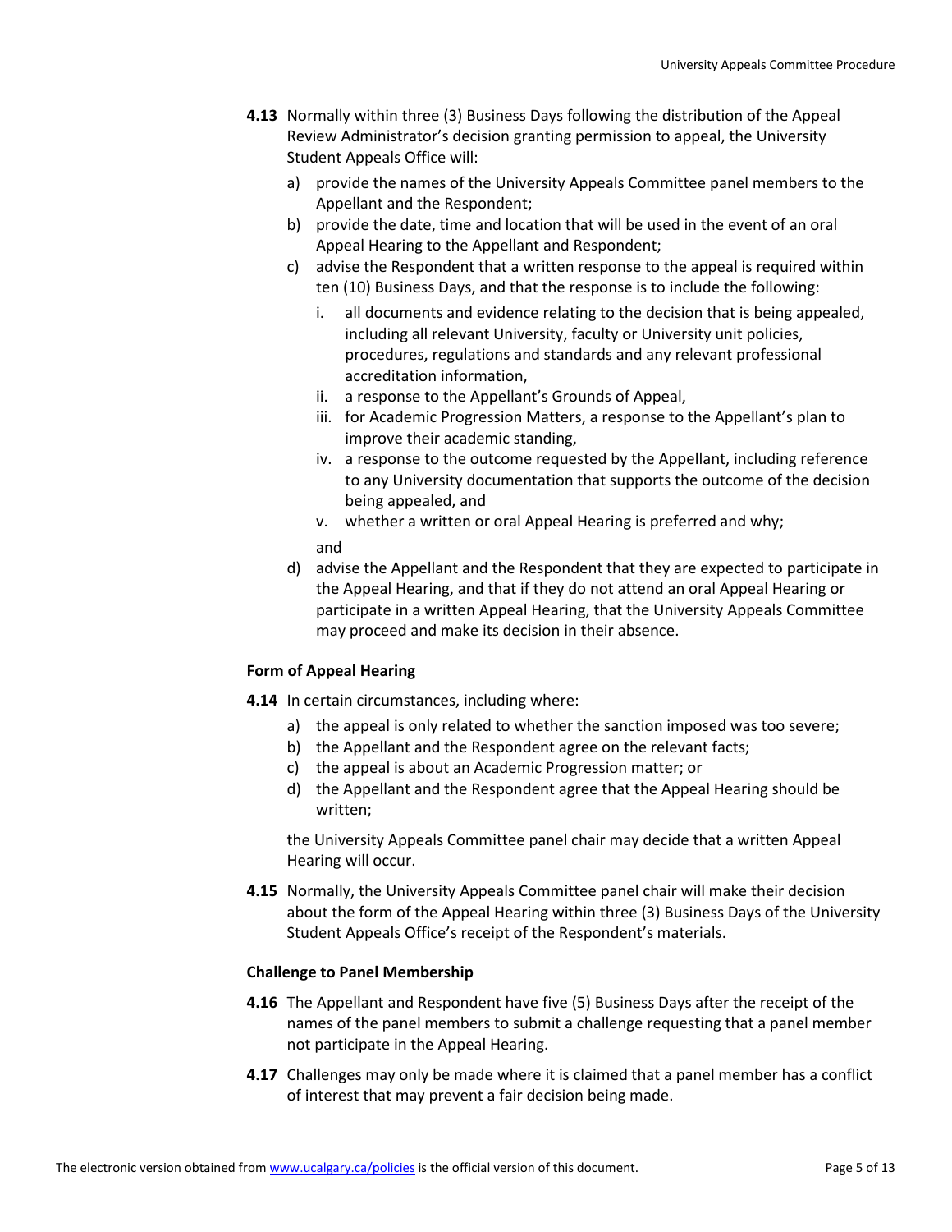**4.13** Normally within three (3) Business Days following the distribution of the Appeal Review Administrator's decision granting permission to appeal, the University Student Appeals Office will:

a) provide the names of the University Appeals Committee panel members to the Appellant and the Respondent;

b) provide the date, time and location that will be used in the event of an oral Appeal Hearing to the Appellant and Respondent;

c) advise the Respondent that a written response to the appeal is required within ten (10) Business Days, and that the response is to include the following:

   i. all documents and evidence relating to the decision that is being appealed, including all relevant University, faculty or University unit policies, procedures, regulations and standards and any relevant professional accreditation information,

   ii. a response to the Appellant's Grounds of Appeal,

   iii. for Academic Progression Matters, a response to the Appellant's plan to improve their academic standing,

   iv. a response to the outcome requested by the Appellant, including reference to any University documentation that supports the outcome of the decision being appealed, and

   v. whether a written or oral Appeal Hearing is preferred and why;

   and

d) advise the Appellant and the Respondent that they are expected to participate in the Appeal Hearing, and that if they do not attend an oral Appeal Hearing or participate in a written Appeal Hearing, that the University Appeals Committee may proceed and make its decision in their absence.

### Form of Appeal Hearing

**4.14** In certain circumstances, including where:

a) the appeal is only related to whether the sanction imposed was too severe;

b) the Appellant and the Respondent agree on the relevant facts;

c) the appeal is about an Academic Progression matter; or

d) the Appellant and the Respondent agree that the Appeal Hearing should be written;

the University Appeals Committee panel chair may decide that a written Appeal Hearing will occur.

**4.15** Normally, the University Appeals Committee panel chair will make their decision about the form of the Appeal Hearing within three (3) Business Days of the University Student Appeals Office's receipt of the Respondent's materials.

### Challenge to Panel Membership

**4.16** The Appellant and Respondent have five (5) Business Days after the receipt of the names of the panel members to submit a challenge requesting that a panel member not participate in the Appeal Hearing.

**4.17** Challenges may only be made where it is claimed that a panel member has a conflict of interest that may prevent a fair decision being made.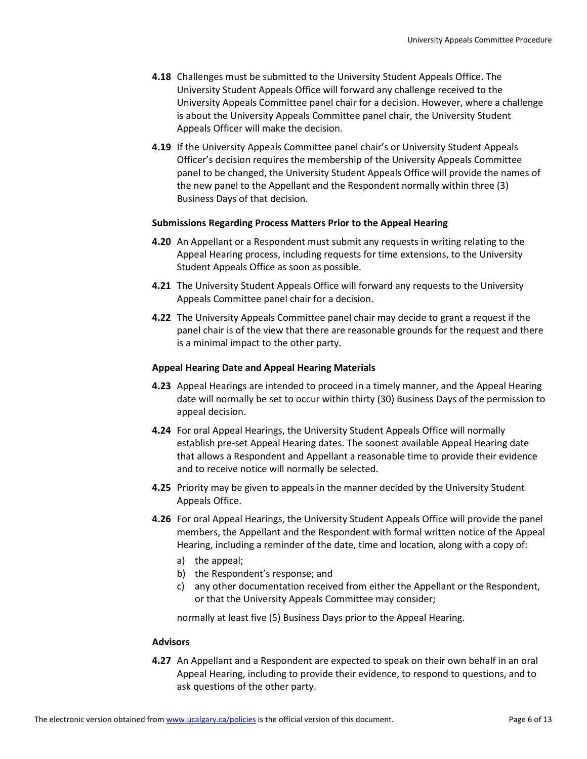**4.18** Challenges must be submitted to the University Student Appeals Office. The University Student Appeals Office will forward any challenge received to the University Appeals Committee panel chair for a decision. However, where a challenge is about the University Appeals Committee panel chair, the University Student Appeals Officer will make the decision.

**4.19** If the University Appeals Committee panel chair's or University Student Appeals Officer's decision requires the membership of the University Appeals Committee panel to be changed, the University Student Appeals Office will provide the names of the new panel to the Appellant and the Respondent normally within three (3) Business Days of that decision.

### Submissions Regarding Process Matters Prior to the Appeal Hearing

**4.20** An Appellant or a Respondent must submit any requests in writing relating to the Appeal Hearing process, including requests for time extensions, to the University Student Appeals Office as soon as possible.

**4.21** The University Student Appeals Office will forward any requests to the University Appeals Committee panel chair for a decision.

**4.22** The University Appeals Committee panel chair may decide to grant a request if the panel chair is of the view that there are reasonable grounds for the request and there is a minimal impact to the other party.

### Appeal Hearing Date and Appeal Hearing Materials

**4.23** Appeal Hearings are intended to proceed in a timely manner, and the Appeal Hearing date will normally be set to occur within thirty (30) Business Days of the permission to appeal decision.

**4.24** For oral Appeal Hearings, the University Student Appeals Office will normally establish pre-set Appeal Hearing dates. The soonest available Appeal Hearing date that allows a Respondent and Appellant a reasonable time to provide their evidence and to receive notice will normally be selected.

**4.25** Priority may be given to appeals in the manner decided by the University Student Appeals Office.

**4.26** For oral Appeal Hearings, the University Student Appeals Office will provide the panel members, the Appellant and the Respondent with formal written notice of the Appeal Hearing, including a reminder of the date, time and location, along with a copy of:

a) the appeal;
b) the Respondent's response; and
c) any other documentation received from either the Appellant or the Respondent, or that the University Appeals Committee may consider;

normally at least five (5) Business Days prior to the Appeal Hearing.

### Advisors

**4.27** An Appellant and a Respondent are expected to speak on their own behalf in an oral Appeal Hearing, including to provide their evidence, to respond to questions, and to ask questions of the other party.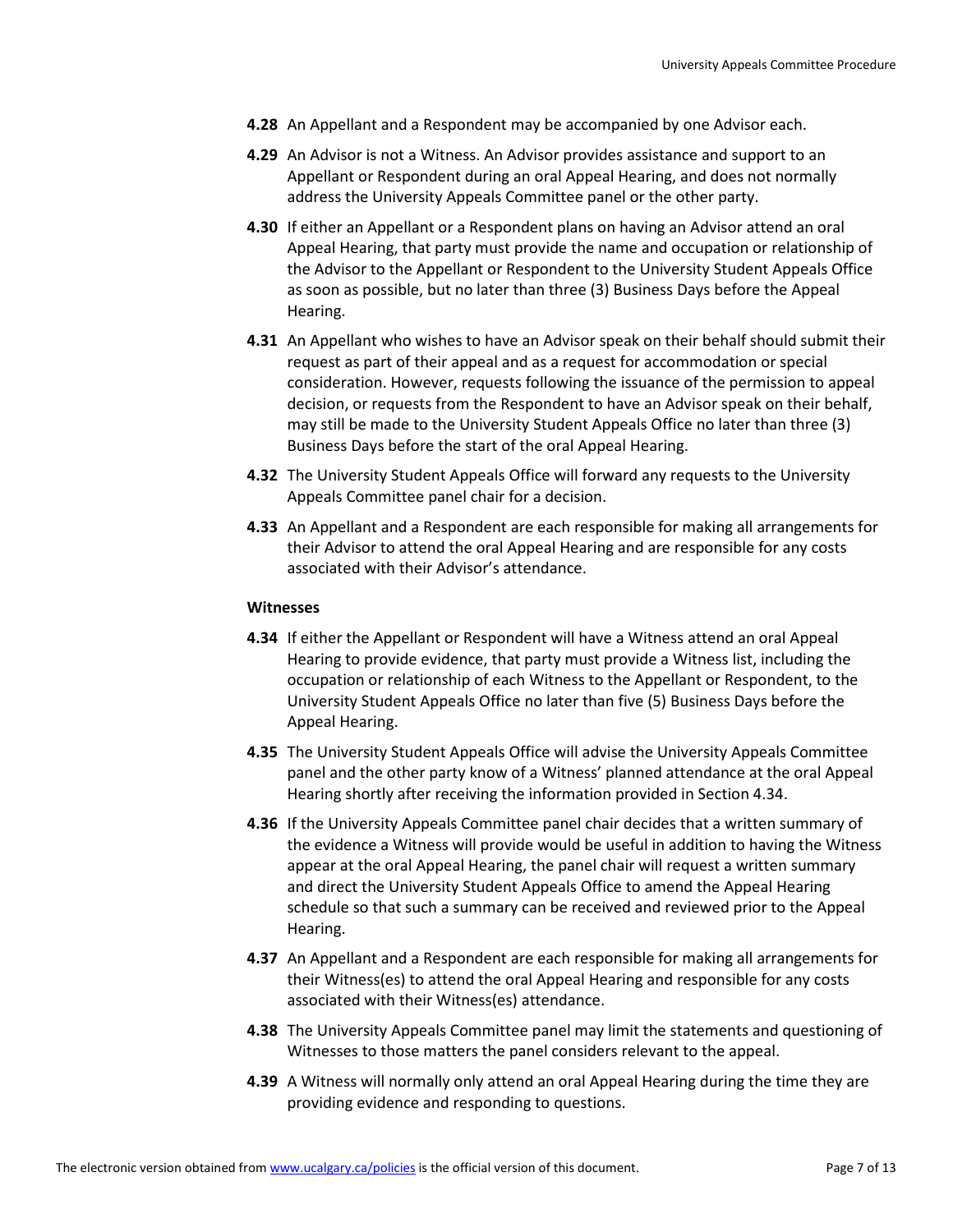**4.28** An Appellant and a Respondent may be accompanied by one Advisor each.

**4.29** An Advisor is not a Witness. An Advisor provides assistance and support to an Appellant or Respondent during an oral Appeal Hearing, and does not normally address the University Appeals Committee panel or the other party.

**4.30** If either an Appellant or a Respondent plans on having an Advisor attend an oral Appeal Hearing, that party must provide the name and occupation or relationship of the Advisor to the Appellant or Respondent to the University Student Appeals Office as soon as possible, but no later than three (3) Business Days before the Appeal Hearing.

**4.31** An Appellant who wishes to have an Advisor speak on their behalf should submit their request as part of their appeal and as a request for accommodation or special consideration. However, requests following the issuance of the permission to appeal decision, or requests from the Respondent to have an Advisor speak on their behalf, may still be made to the University Student Appeals Office no later than three (3) Business Days before the start of the oral Appeal Hearing.

**4.32** The University Student Appeals Office will forward any requests to the University Appeals Committee panel chair for a decision.

**4.33** An Appellant and a Respondent are each responsible for making all arrangements for their Advisor to attend the oral Appeal Hearing and are responsible for any costs associated with their Advisor's attendance.

**Witnesses**

**4.34** If either the Appellant or Respondent will have a Witness attend an oral Appeal Hearing to provide evidence, that party must provide a Witness list, including the occupation or relationship of each Witness to the Appellant or Respondent, to the University Student Appeals Office no later than five (5) Business Days before the Appeal Hearing.

**4.35** The University Student Appeals Office will advise the University Appeals Committee panel and the other party know of a Witness' planned attendance at the oral Appeal Hearing shortly after receiving the information provided in Section 4.34.

**4.36** If the University Appeals Committee panel chair decides that a written summary of the evidence a Witness will provide would be useful in addition to having the Witness appear at the oral Appeal Hearing, the panel chair will request a written summary and direct the University Student Appeals Office to amend the Appeal Hearing schedule so that such a summary can be received and reviewed prior to the Appeal Hearing.

**4.37** An Appellant and a Respondent are each responsible for making all arrangements for their Witness(es) to attend the oral Appeal Hearing and responsible for any costs associated with their Witness(es) attendance.

**4.38** The University Appeals Committee panel may limit the statements and questioning of Witnesses to those matters the panel considers relevant to the appeal.

**4.39** A Witness will normally only attend an oral Appeal Hearing during the time they are providing evidence and responding to questions.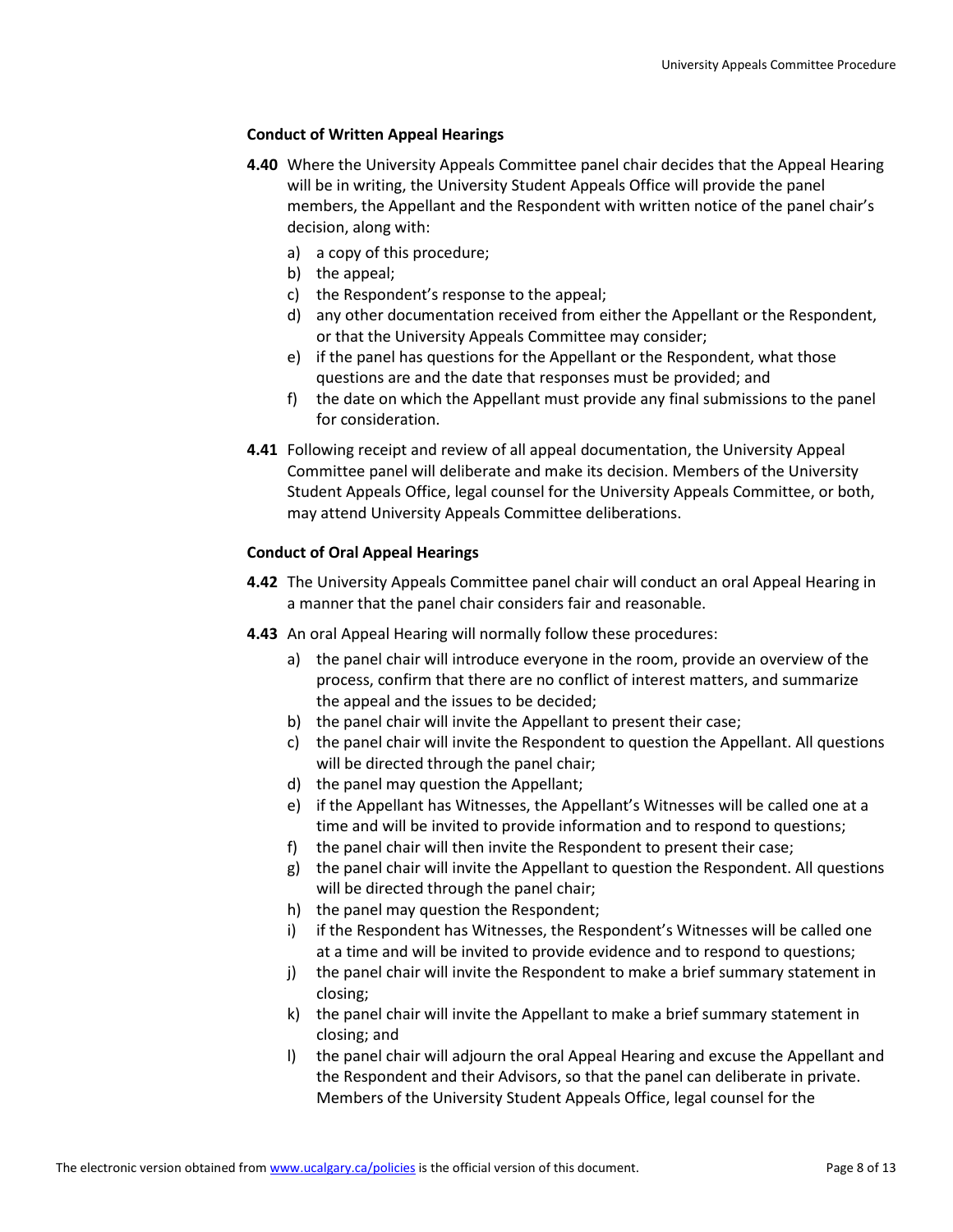### Conduct of Written Appeal Hearings

**4.40** Where the University Appeals Committee panel chair decides that the Appeal Hearing will be in writing, the University Student Appeals Office will provide the panel members, the Appellant and the Respondent with written notice of the panel chair's decision, along with:

a) a copy of this procedure;
b) the appeal;
c) the Respondent's response to the appeal;
d) any other documentation received from either the Appellant or the Respondent, or that the University Appeals Committee may consider;
e) if the panel has questions for the Appellant or the Respondent, what those questions are and the date that responses must be provided; and
f) the date on which the Appellant must provide any final submissions to the panel for consideration.

**4.41** Following receipt and review of all appeal documentation, the University Appeal Committee panel will deliberate and make its decision. Members of the University Student Appeals Office, legal counsel for the University Appeals Committee, or both, may attend University Appeals Committee deliberations.

### Conduct of Oral Appeal Hearings

**4.42** The University Appeals Committee panel chair will conduct an oral Appeal Hearing in a manner that the panel chair considers fair and reasonable.

**4.43** An oral Appeal Hearing will normally follow these procedures:

a) the panel chair will introduce everyone in the room, provide an overview of the process, confirm that there are no conflict of interest matters, and summarize the appeal and the issues to be decided;
b) the panel chair will invite the Appellant to present their case;
c) the panel chair will invite the Respondent to question the Appellant. All questions will be directed through the panel chair;
d) the panel may question the Appellant;
e) if the Appellant has Witnesses, the Appellant's Witnesses will be called one at a time and will be invited to provide information and to respond to questions;
f) the panel chair will then invite the Respondent to present their case;
g) the panel chair will invite the Appellant to question the Respondent. All questions will be directed through the panel chair;
h) the panel may question the Respondent;
i) if the Respondent has Witnesses, the Respondent's Witnesses will be called one at a time and will be invited to provide evidence and to respond to questions;
j) the panel chair will invite the Respondent to make a brief summary statement in closing;
k) the panel chair will invite the Appellant to make a brief summary statement in closing; and
l) the panel chair will adjourn the oral Appeal Hearing and excuse the Appellant and the Respondent and their Advisors, so that the panel can deliberate in private. Members of the University Student Appeals Office, legal counsel for the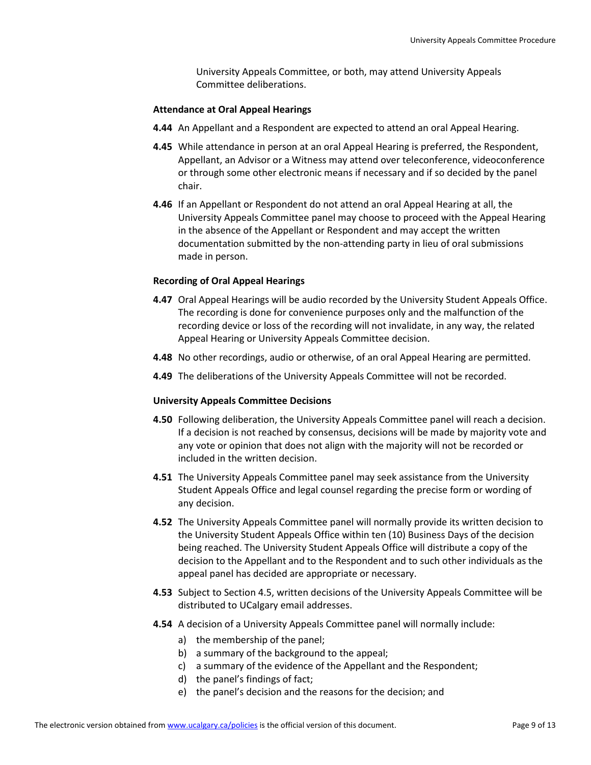University Appeals Committee, or both, may attend University Appeals Committee deliberations.

**Attendance at Oral Appeal Hearings**

**4.44** An Appellant and a Respondent are expected to attend an oral Appeal Hearing.

**4.45** While attendance in person at an oral Appeal Hearing is preferred, the Respondent, Appellant, an Advisor or a Witness may attend over teleconference, videoconference or through some other electronic means if necessary and if so decided by the panel chair.

**4.46** If an Appellant or Respondent do not attend an oral Appeal Hearing at all, the University Appeals Committee panel may choose to proceed with the Appeal Hearing in the absence of the Appellant or Respondent and may accept the written documentation submitted by the non-attending party in lieu of oral submissions made in person.

**Recording of Oral Appeal Hearings**

**4.47** Oral Appeal Hearings will be audio recorded by the University Student Appeals Office. The recording is done for convenience purposes only and the malfunction of the recording device or loss of the recording will not invalidate, in any way, the related Appeal Hearing or University Appeals Committee decision.

**4.48** No other recordings, audio or otherwise, of an oral Appeal Hearing are permitted.

**4.49** The deliberations of the University Appeals Committee will not be recorded.

**University Appeals Committee Decisions**

**4.50** Following deliberation, the University Appeals Committee panel will reach a decision. If a decision is not reached by consensus, decisions will be made by majority vote and any vote or opinion that does not align with the majority will not be recorded or included in the written decision.

**4.51** The University Appeals Committee panel may seek assistance from the University Student Appeals Office and legal counsel regarding the precise form or wording of any decision.

**4.52** The University Appeals Committee panel will normally provide its written decision to the University Student Appeals Office within ten (10) Business Days of the decision being reached. The University Student Appeals Office will distribute a copy of the decision to the Appellant and to the Respondent and to such other individuals as the appeal panel has decided are appropriate or necessary.

**4.53** Subject to Section 4.5, written decisions of the University Appeals Committee will be distributed to UCalgary email addresses.

**4.54** A decision of a University Appeals Committee panel will normally include:

a) the membership of the panel;
b) a summary of the background to the appeal;
c) a summary of the evidence of the Appellant and the Respondent;
d) the panel's findings of fact;
e) the panel's decision and the reasons for the decision; and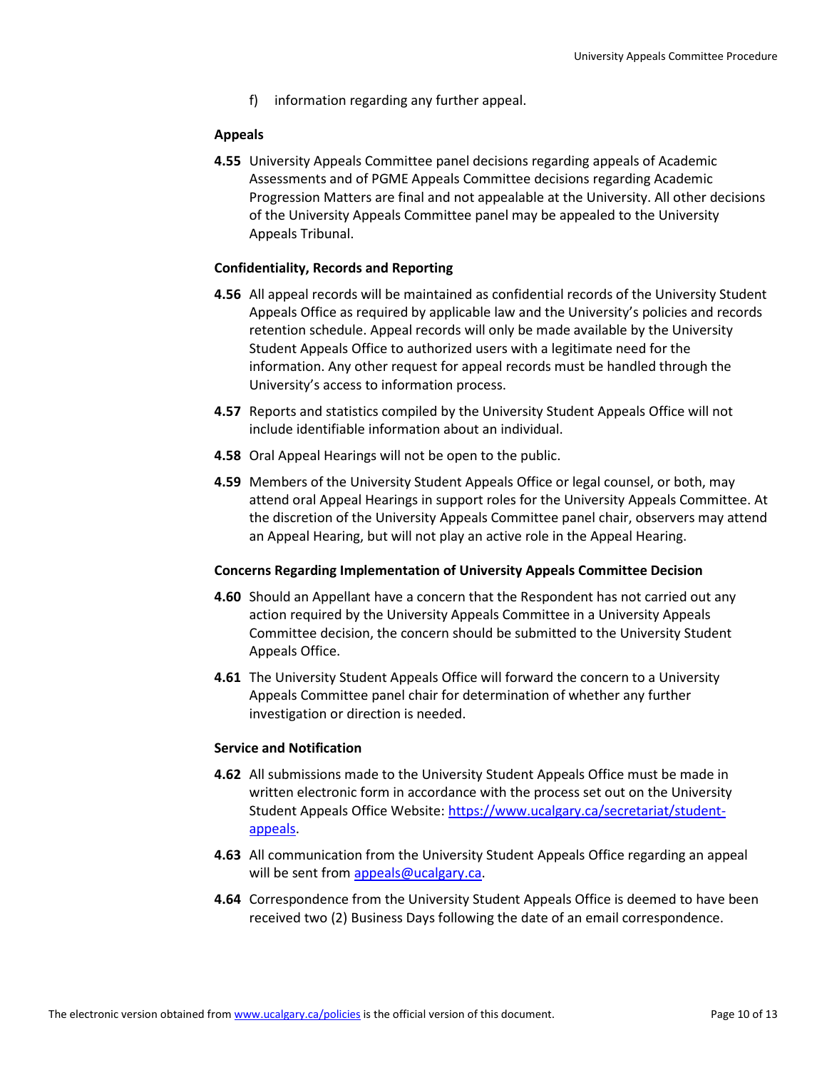f) information regarding any further appeal.

**Appeals**

**4.55** University Appeals Committee panel decisions regarding appeals of Academic Assessments and of PGME Appeals Committee decisions regarding Academic Progression Matters are final and not appealable at the University. All other decisions of the University Appeals Committee panel may be appealed to the University Appeals Tribunal.

**Confidentiality, Records and Reporting**

**4.56** All appeal records will be maintained as confidential records of the University Student Appeals Office as required by applicable law and the University's policies and records retention schedule. Appeal records will only be made available by the University Student Appeals Office to authorized users with a legitimate need for the information. Any other request for appeal records must be handled through the University's access to information process.

**4.57** Reports and statistics compiled by the University Student Appeals Office will not include identifiable information about an individual.

**4.58** Oral Appeal Hearings will not be open to the public.

**4.59** Members of the University Student Appeals Office or legal counsel, or both, may attend oral Appeal Hearings in support roles for the University Appeals Committee. At the discretion of the University Appeals Committee panel chair, observers may attend an Appeal Hearing, but will not play an active role in the Appeal Hearing.

**Concerns Regarding Implementation of University Appeals Committee Decision**

**4.60** Should an Appellant have a concern that the Respondent has not carried out any action required by the University Appeals Committee in a University Appeals Committee decision, the concern should be submitted to the University Student Appeals Office.

**4.61** The University Student Appeals Office will forward the concern to a University Appeals Committee panel chair for determination of whether any further investigation or direction is needed.

**Service and Notification**

**4.62** All submissions made to the University Student Appeals Office must be made in written electronic form in accordance with the process set out on the University Student Appeals Office Website: [https://www.ucalgary.ca/secretariat/student-appeals](https://www.ucalgary.ca/secretariat/student-appeals).

**4.63** All communication from the University Student Appeals Office regarding an appeal will be sent from [appeals@ucalgary.ca](mailto:appeals@ucalgary.ca).

**4.64** Correspondence from the University Student Appeals Office is deemed to have been received two (2) Business Days following the date of an email correspondence.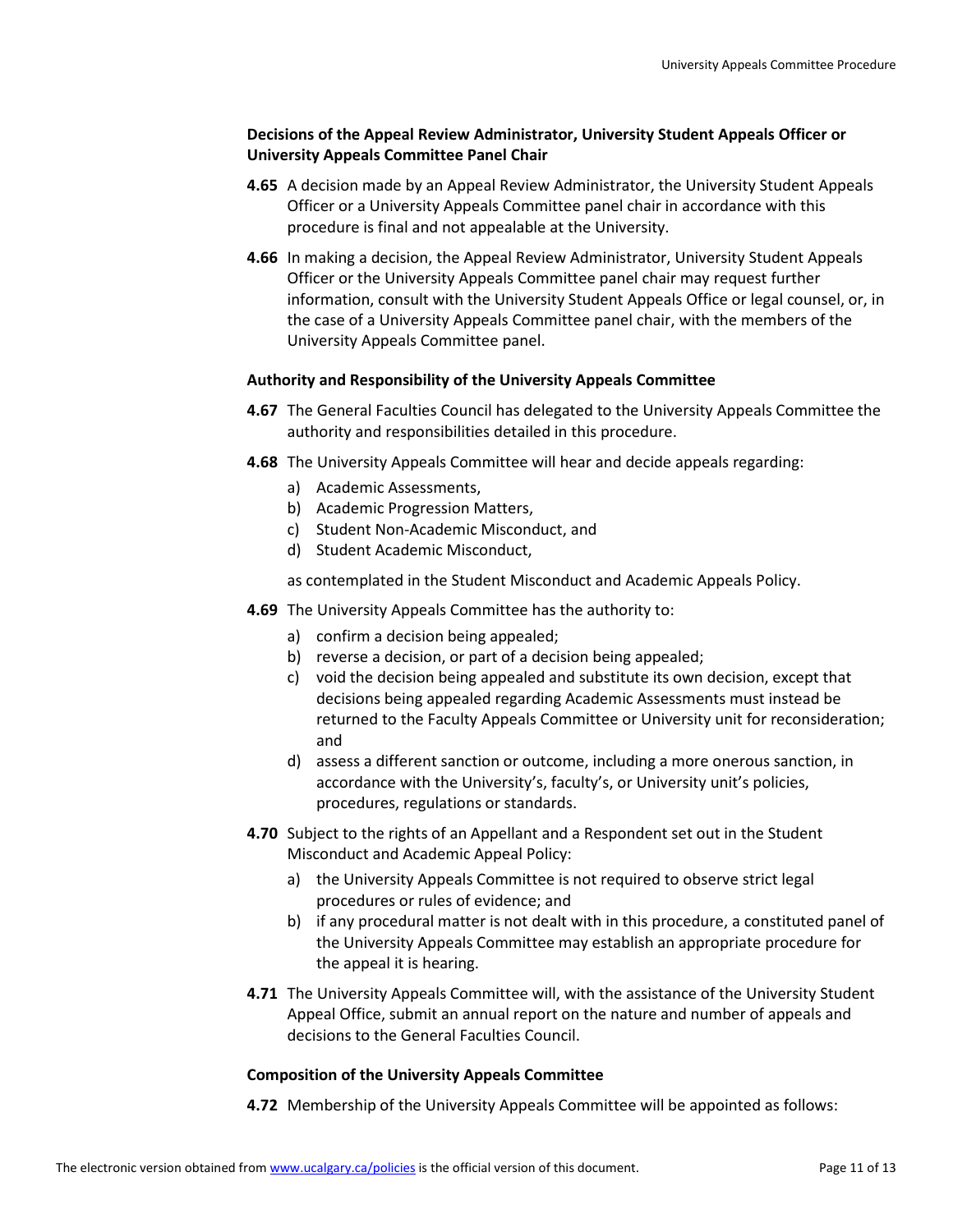### Decisions of the Appeal Review Administrator, University Student Appeals Officer or University Appeals Committee Panel Chair

**4.65** A decision made by an Appeal Review Administrator, the University Student Appeals Officer or a University Appeals Committee panel chair in accordance with this procedure is final and not appealable at the University.

**4.66** In making a decision, the Appeal Review Administrator, University Student Appeals Officer or the University Appeals Committee panel chair may request further information, consult with the University Student Appeals Office or legal counsel, or, in the case of a University Appeals Committee panel chair, with the members of the University Appeals Committee panel.

### Authority and Responsibility of the University Appeals Committee

**4.67** The General Faculties Council has delegated to the University Appeals Committee the authority and responsibilities detailed in this procedure.

**4.68** The University Appeals Committee will hear and decide appeals regarding:

a) Academic Assessments,
b) Academic Progression Matters,
c) Student Non-Academic Misconduct, and
d) Student Academic Misconduct,

as contemplated in the Student Misconduct and Academic Appeals Policy.

**4.69** The University Appeals Committee has the authority to:

a) confirm a decision being appealed;
b) reverse a decision, or part of a decision being appealed;
c) void the decision being appealed and substitute its own decision, except that decisions being appealed regarding Academic Assessments must instead be returned to the Faculty Appeals Committee or University unit for reconsideration; and
d) assess a different sanction or outcome, including a more onerous sanction, in accordance with the University's, faculty's, or University unit's policies, procedures, regulations or standards.

**4.70** Subject to the rights of an Appellant and a Respondent set out in the Student Misconduct and Academic Appeal Policy:

a) the University Appeals Committee is not required to observe strict legal procedures or rules of evidence; and
b) if any procedural matter is not dealt with in this procedure, a constituted panel of the University Appeals Committee may establish an appropriate procedure for the appeal it is hearing.

**4.71** The University Appeals Committee will, with the assistance of the University Student Appeal Office, submit an annual report on the nature and number of appeals and decisions to the General Faculties Council.

### Composition of the University Appeals Committee

**4.72** Membership of the University Appeals Committee will be appointed as follows: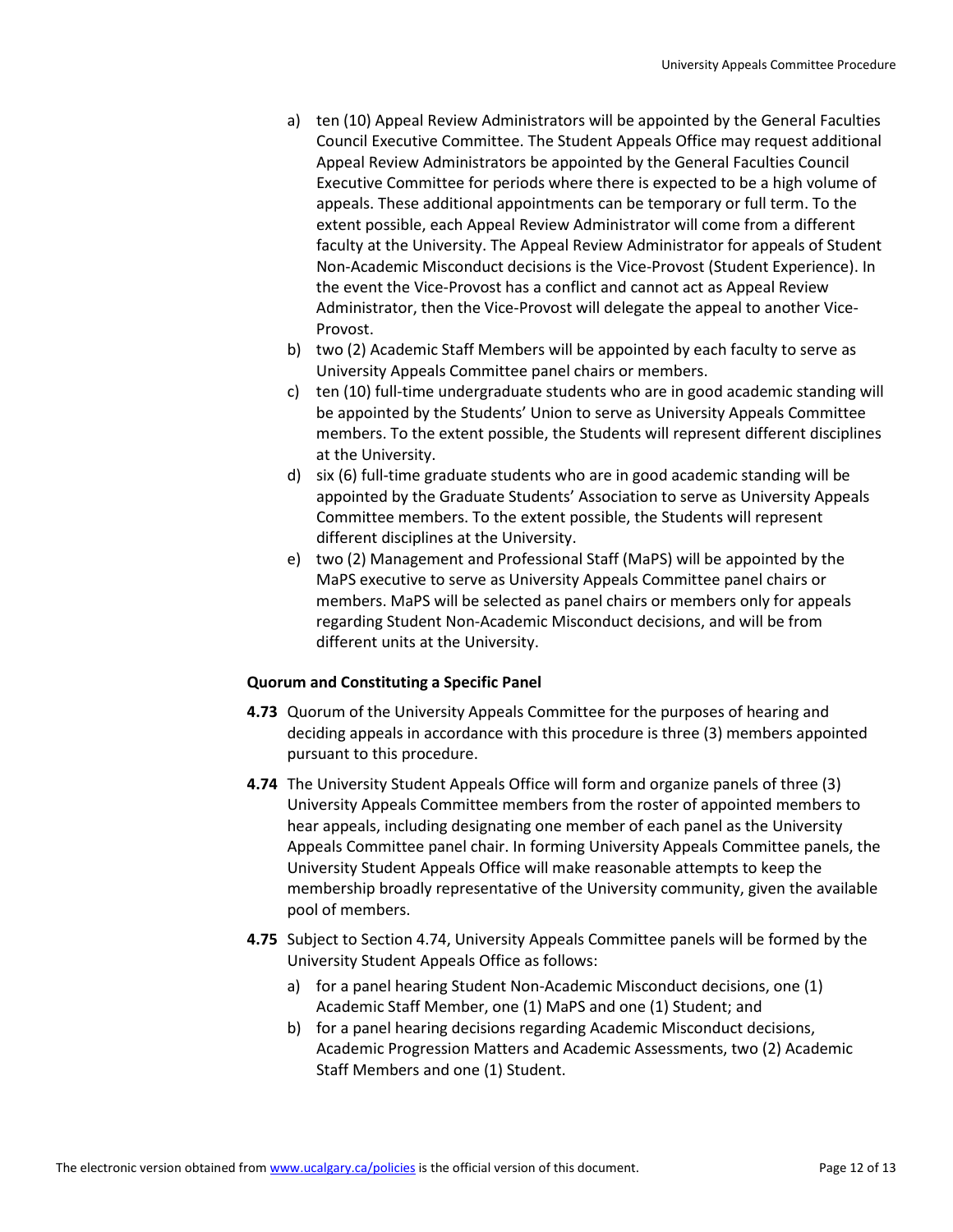a) ten (10) Appeal Review Administrators will be appointed by the General Faculties Council Executive Committee. The Student Appeals Office may request additional Appeal Review Administrators be appointed by the General Faculties Council Executive Committee for periods where there is expected to be a high volume of appeals. These additional appointments can be temporary or full term. To the extent possible, each Appeal Review Administrator will come from a different faculty at the University. The Appeal Review Administrator for appeals of Student Non-Academic Misconduct decisions is the Vice-Provost (Student Experience). In the event the Vice-Provost has a conflict and cannot act as Appeal Review Administrator, then the Vice-Provost will delegate the appeal to another Vice-Provost.

b) two (2) Academic Staff Members will be appointed by each faculty to serve as University Appeals Committee panel chairs or members.

c) ten (10) full-time undergraduate students who are in good academic standing will be appointed by the Students' Union to serve as University Appeals Committee members. To the extent possible, the Students will represent different disciplines at the University.

d) six (6) full-time graduate students who are in good academic standing will be appointed by the Graduate Students' Association to serve as University Appeals Committee members. To the extent possible, the Students will represent different disciplines at the University.

e) two (2) Management and Professional Staff (MaPS) will be appointed by the MaPS executive to serve as University Appeals Committee panel chairs or members. MaPS will be selected as panel chairs or members only for appeals regarding Student Non-Academic Misconduct decisions, and will be from different units at the University.

**Quorum and Constituting a Specific Panel**

**4.73** Quorum of the University Appeals Committee for the purposes of hearing and deciding appeals in accordance with this procedure is three (3) members appointed pursuant to this procedure.

**4.74** The University Student Appeals Office will form and organize panels of three (3) University Appeals Committee members from the roster of appointed members to hear appeals, including designating one member of each panel as the University Appeals Committee panel chair. In forming University Appeals Committee panels, the University Student Appeals Office will make reasonable attempts to keep the membership broadly representative of the University community, given the available pool of members.

**4.75** Subject to Section 4.74, University Appeals Committee panels will be formed by the University Student Appeals Office as follows:

a) for a panel hearing Student Non-Academic Misconduct decisions, one (1) Academic Staff Member, one (1) MaPS and one (1) Student; and

b) for a panel hearing decisions regarding Academic Misconduct decisions, Academic Progression Matters and Academic Assessments, two (2) Academic Staff Members and one (1) Student.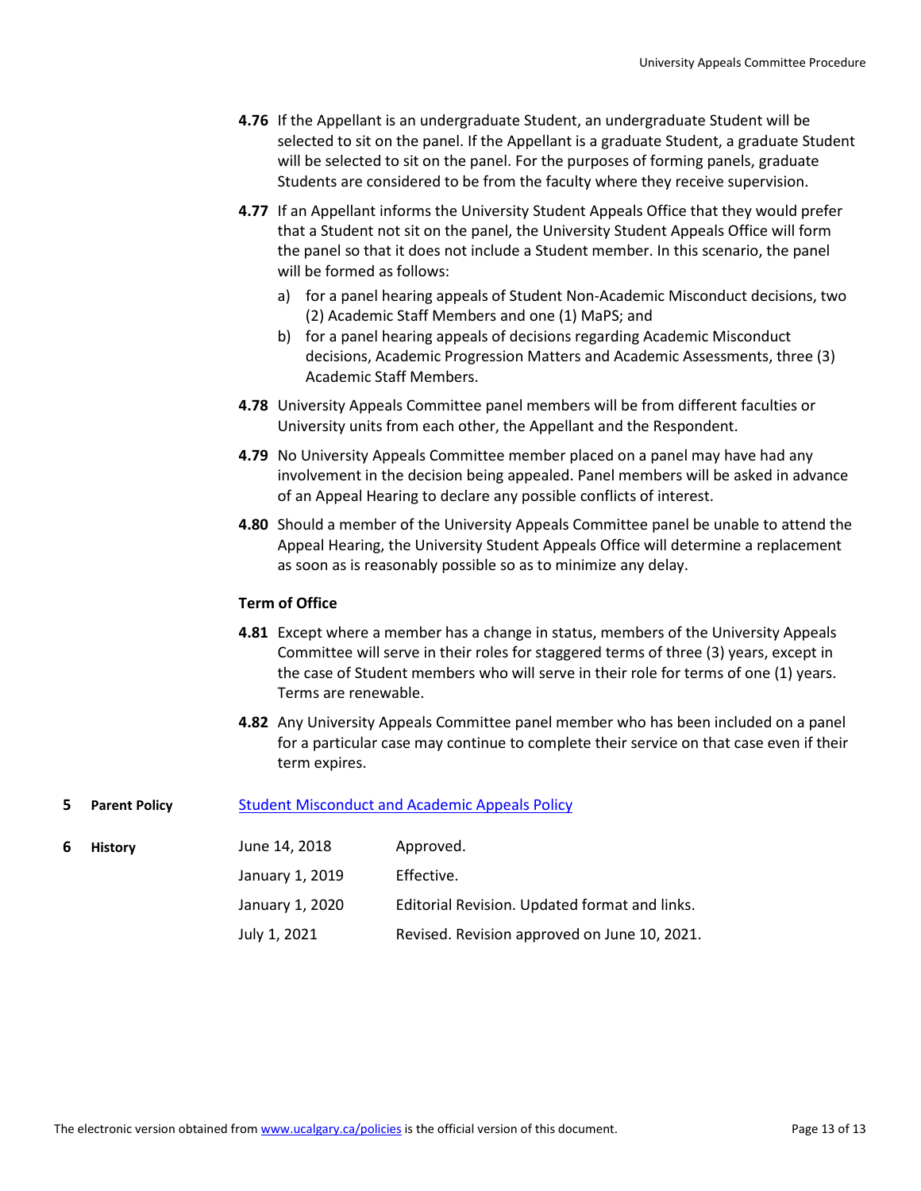**4.76** If the Appellant is an undergraduate Student, an undergraduate Student will be selected to sit on the panel. If the Appellant is a graduate Student, a graduate Student will be selected to sit on the panel. For the purposes of forming panels, graduate Students are considered to be from the faculty where they receive supervision.

**4.77** If an Appellant informs the University Student Appeals Office that they would prefer that a Student not sit on the panel, the University Student Appeals Office will form the panel so that it does not include a Student member. In this scenario, the panel will be formed as follows:

a) for a panel hearing appeals of Student Non-Academic Misconduct decisions, two (2) Academic Staff Members and one (1) MaPS; and

b) for a panel hearing appeals of decisions regarding Academic Misconduct decisions, Academic Progression Matters and Academic Assessments, three (3) Academic Staff Members.

**4.78** University Appeals Committee panel members will be from different faculties or University units from each other, the Appellant and the Respondent.

**4.79** No University Appeals Committee member placed on a panel may have had any involvement in the decision being appealed. Panel members will be asked in advance of an Appeal Hearing to declare any possible conflicts of interest.

**4.80** Should a member of the University Appeals Committee panel be unable to attend the Appeal Hearing, the University Student Appeals Office will determine a replacement as soon as is reasonably possible so as to minimize any delay.

**Term of Office**

**4.81** Except where a member has a change in status, members of the University Appeals Committee will serve in their roles for staggered terms of three (3) years, except in the case of Student members who will serve in their role for terms of one (1) years. Terms are renewable.

**4.82** Any University Appeals Committee panel member who has been included on a panel for a particular case may continue to complete their service on that case even if their term expires.

**5 Parent Policy** [Student Misconduct and Academic Appeals Policy]

**6 History**

| | |
|---|---|
| June 14, 2018 | Approved. |
| January 1, 2019 | Effective. |
| January 1, 2020 | Editorial Revision. Updated format and links. |
| July 1, 2021 | Revised. Revision approved on June 10, 2021. |

The electronic version obtained from www.ucalgary.ca/policies is the official version of this document.